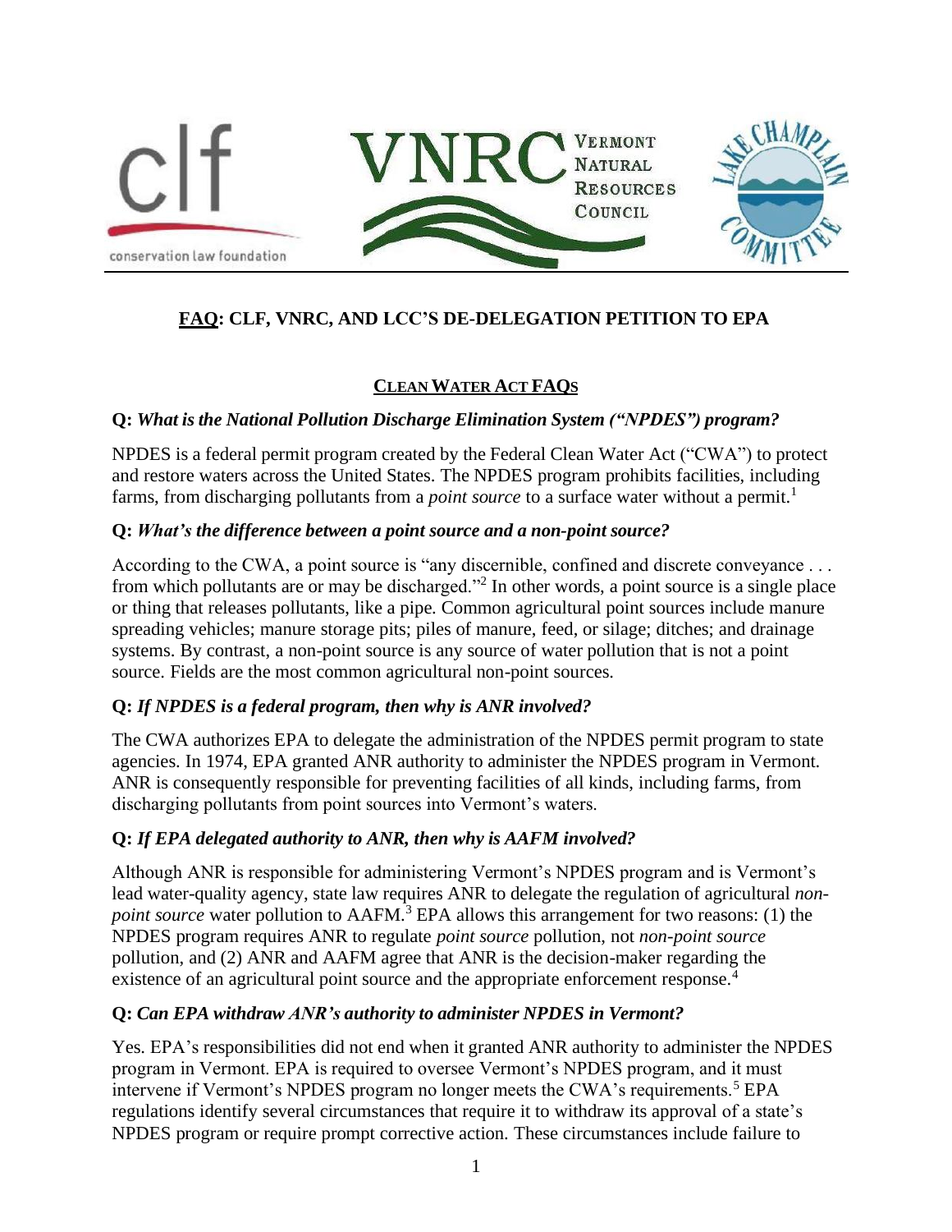# **FAQ: CLF, VNRC, AND LCC'S DE-DELEGATION PETITION TO EPA**

## CLEAN WATER ACT FAQS

**Q:** ***What is the National Pollution Discharge Elimination System ("NPDES") program?***

NPDES is a federal permit program created by the Federal Clean Water Act ("CWA") to protect and restore waters across the United States. The NPDES program prohibits facilities, including farms, from discharging pollutants from a *point source* to a surface water without a permit.[1]

**Q:** ***What's the difference between a point source and a non-point source?***

According to the CWA, a point source is "any discernible, confined and discrete conveyance . . . from which pollutants are or may be discharged."[2] In other words, a point source is a single place or thing that releases pollutants, like a pipe. Common agricultural point sources include manure spreading vehicles; manure storage pits; piles of manure, feed, or silage; ditches; and drainage systems. By contrast, a non-point source is any source of water pollution that is not a point source. Fields are the most common agricultural non-point sources.

**Q:** ***If NPDES is a federal program, then why is ANR involved?***

The CWA authorizes EPA to delegate the administration of the NPDES permit program to state agencies. In 1974, EPA granted ANR authority to administer the NPDES program in Vermont. ANR is consequently responsible for preventing facilities of all kinds, including farms, from discharging pollutants from point sources into Vermont's waters.

**Q:** ***If EPA delegated authority to ANR, then why is AAFM involved?***

Although ANR is responsible for administering Vermont's NPDES program and is Vermont's lead water-quality agency, state law requires ANR to delegate the regulation of agricultural *non-point source* water pollution to AAFM.[3] EPA allows this arrangement for two reasons: (1) the NPDES program requires ANR to regulate *point source* pollution, not *non-point source* pollution, and (2) ANR and AAFM agree that ANR is the decision-maker regarding the existence of an agricultural point source and the appropriate enforcement response.[4]

**Q:** ***Can EPA withdraw ANR's authority to administer NPDES in Vermont?***

Yes. EPA's responsibilities did not end when it granted ANR authority to administer the NPDES program in Vermont. EPA is required to oversee Vermont's NPDES program, and it must intervene if Vermont's NPDES program no longer meets the CWA's requirements.[5] EPA regulations identify several circumstances that require it to withdraw its approval of a state's NPDES program or require prompt corrective action. These circumstances include failure to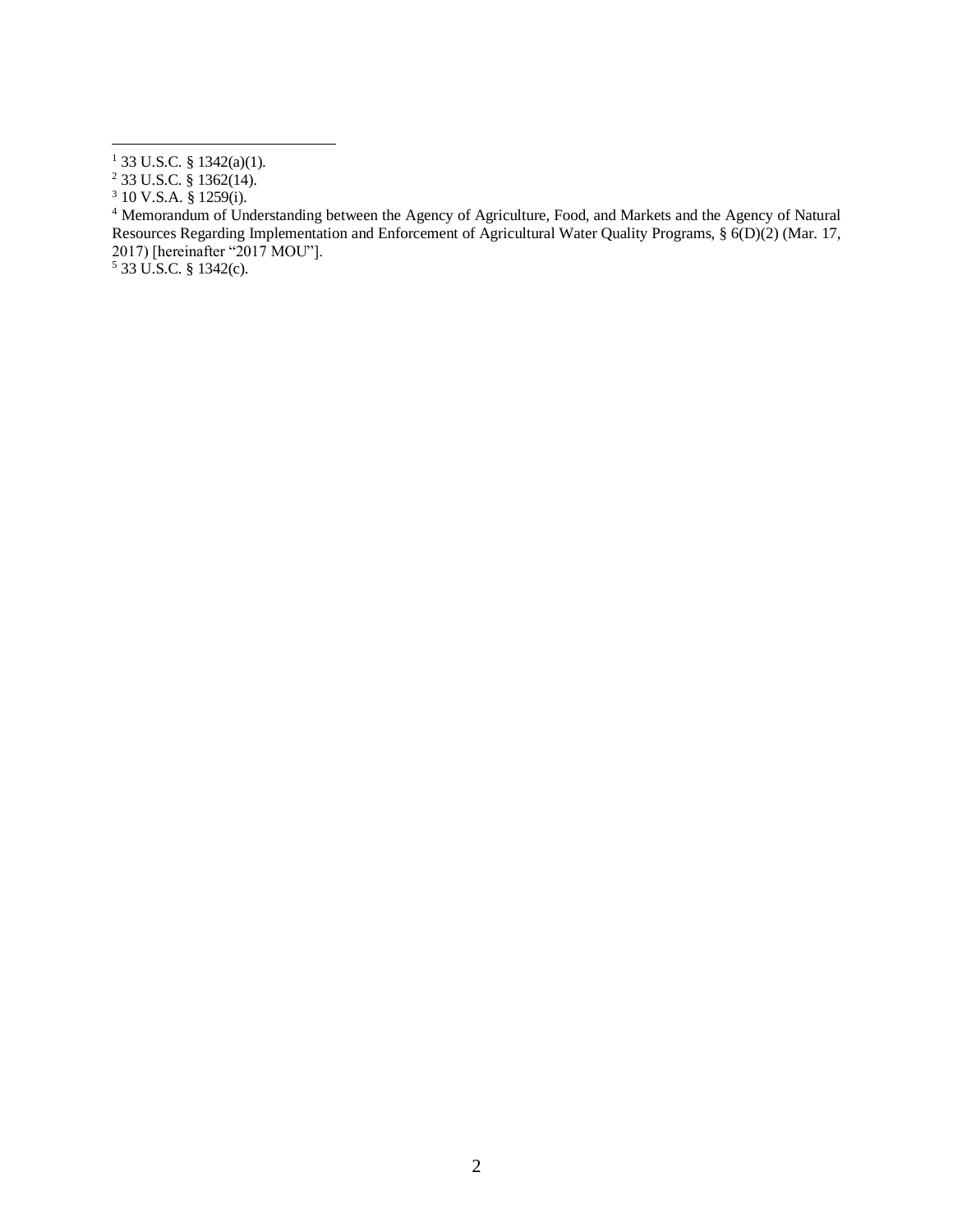[1] 33 U.S.C. § 1342(a)(1).

[2] 33 U.S.C. § 1362(14).

[3] 10 V.S.A. § 1259(i).

[4] Memorandum of Understanding between the Agency of Agriculture, Food, and Markets and the Agency of Natural Resources Regarding Implementation and Enforcement of Agricultural Water Quality Programs, § 6(D)(2) (Mar. 17, 2017) [hereinafter "2017 MOU"].

[5] 33 U.S.C. § 1342(c).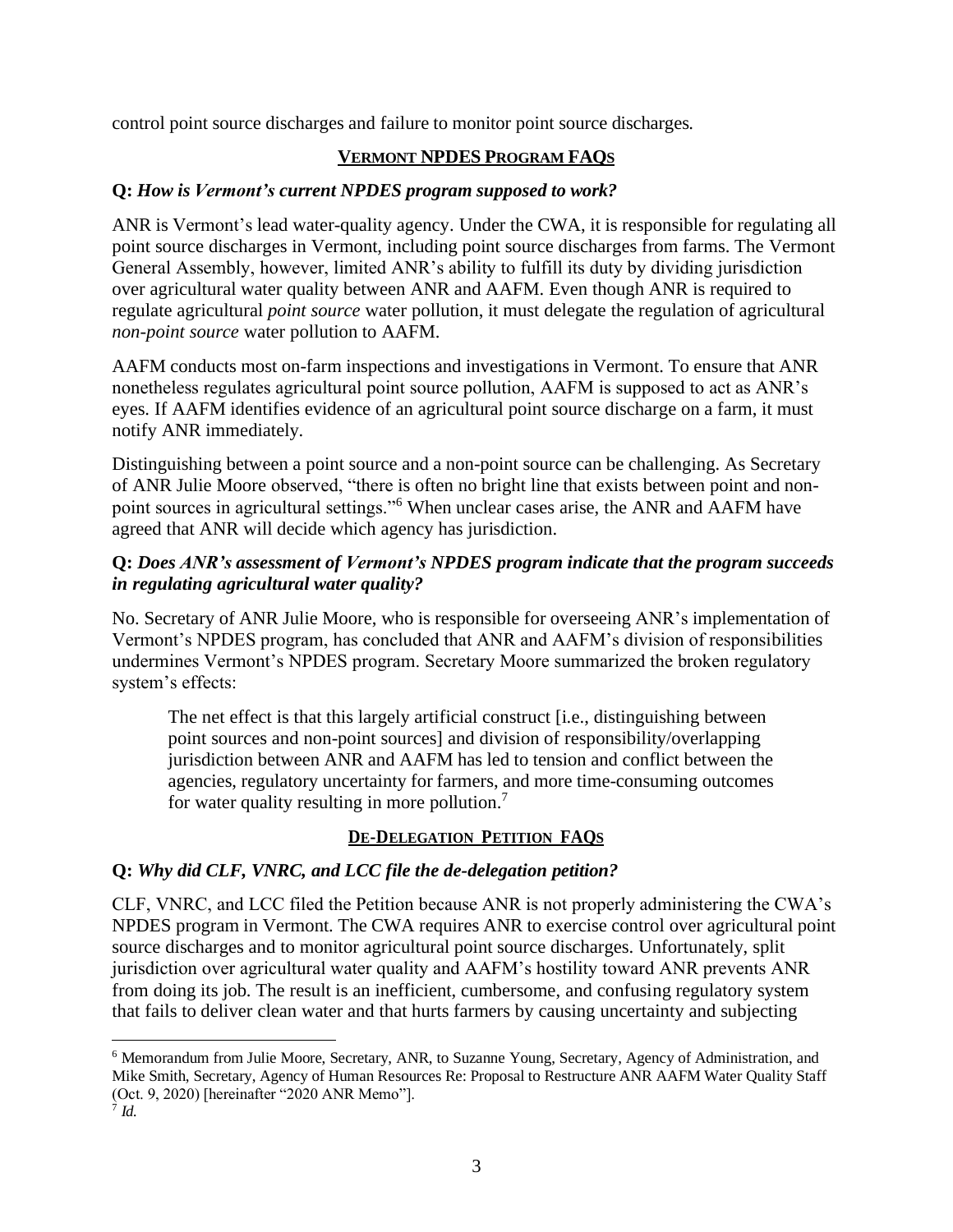control point source discharges and failure to monitor point source discharges.

## VERMONT NPDES PROGRAM FAQS

**Q:** ***How is Vermont's current NPDES program supposed to work?***

ANR is Vermont's lead water-quality agency. Under the CWA, it is responsible for regulating all point source discharges in Vermont, including point source discharges from farms. The Vermont General Assembly, however, limited ANR's ability to fulfill its duty by dividing jurisdiction over agricultural water quality between ANR and AAFM. Even though ANR is required to regulate agricultural *point source* water pollution, it must delegate the regulation of agricultural *non-point source* water pollution to AAFM.

AAFM conducts most on-farm inspections and investigations in Vermont. To ensure that ANR nonetheless regulates agricultural point source pollution, AAFM is supposed to act as ANR's eyes. If AAFM identifies evidence of an agricultural point source discharge on a farm, it must notify ANR immediately.

Distinguishing between a point source and a non-point source can be challenging. As Secretary of ANR Julie Moore observed, "there is often no bright line that exists between point and non-point sources in agricultural settings."[6] When unclear cases arise, the ANR and AAFM have agreed that ANR will decide which agency has jurisdiction.

**Q:** ***Does ANR's assessment of Vermont's NPDES program indicate that the program succeeds in regulating agricultural water quality?***

No. Secretary of ANR Julie Moore, who is responsible for overseeing ANR's implementation of Vermont's NPDES program, has concluded that ANR and AAFM's division of responsibilities undermines Vermont's NPDES program. Secretary Moore summarized the broken regulatory system's effects:

> The net effect is that this largely artificial construct [i.e., distinguishing between point sources and non-point sources] and division of responsibility/overlapping jurisdiction between ANR and AAFM has led to tension and conflict between the agencies, regulatory uncertainty for farmers, and more time-consuming outcomes for water quality resulting in more pollution.[7]

## DE-DELEGATION PETITION FAQS

**Q:** ***Why did CLF, VNRC, and LCC file the de-delegation petition?***

CLF, VNRC, and LCC filed the Petition because ANR is not properly administering the CWA's NPDES program in Vermont. The CWA requires ANR to exercise control over agricultural point source discharges and to monitor agricultural point source discharges. Unfortunately, split jurisdiction over agricultural water quality and AAFM's hostility toward ANR prevents ANR from doing its job. The result is an inefficient, cumbersome, and confusing regulatory system that fails to deliver clean water and that hurts farmers by causing uncertainty and subjecting

---

[6] Memorandum from Julie Moore, Secretary, ANR, to Suzanne Young, Secretary, Agency of Administration, and Mike Smith, Secretary, Agency of Human Resources Re: Proposal to Restructure ANR AAFM Water Quality Staff (Oct. 9, 2020) [hereinafter "2020 ANR Memo"].

[7] *Id.*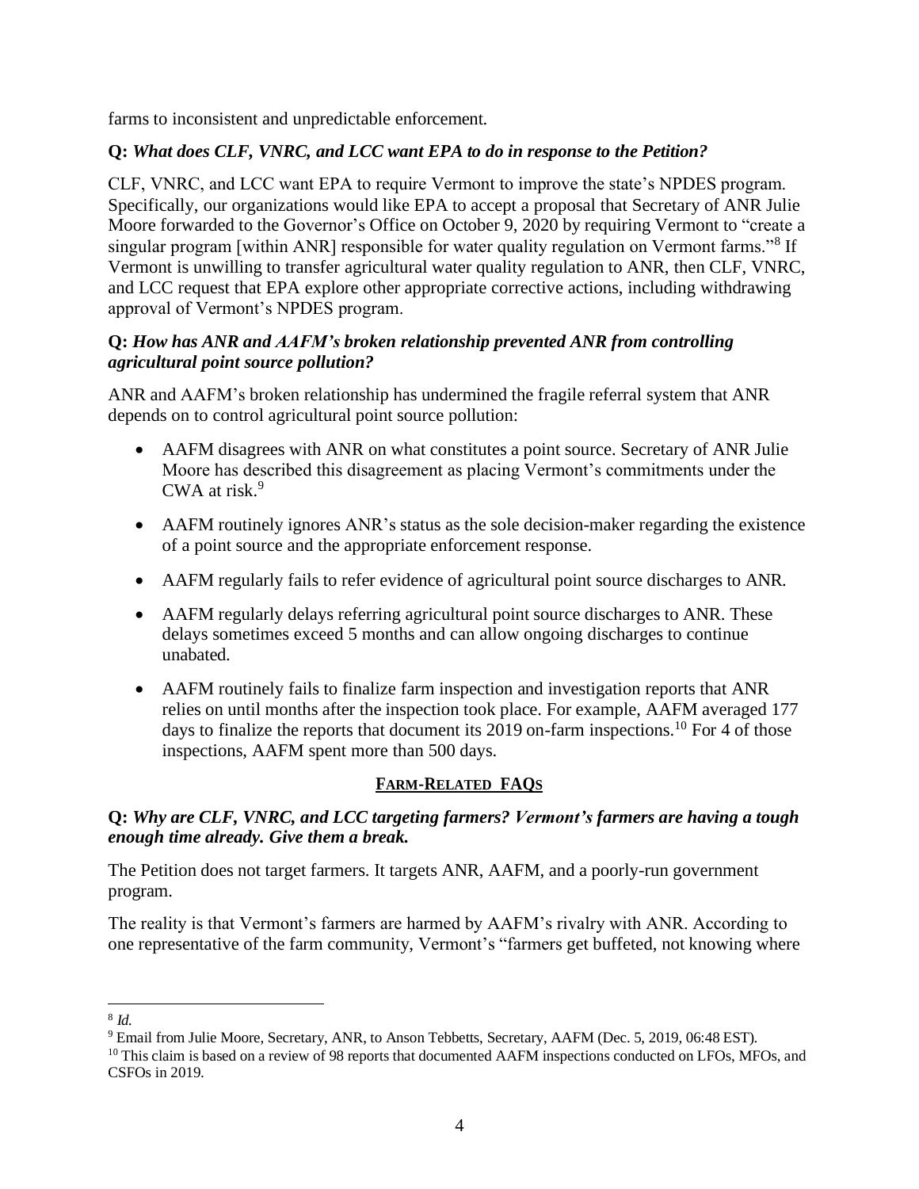farms to inconsistent and unpredictable enforcement.

**Q: *What does CLF, VNRC, and LCC want EPA to do in response to the Petition?***

CLF, VNRC, and LCC want EPA to require Vermont to improve the state's NPDES program. Specifically, our organizations would like EPA to accept a proposal that Secretary of ANR Julie Moore forwarded to the Governor's Office on October 9, 2020 by requiring Vermont to "create a singular program [within ANR] responsible for water quality regulation on Vermont farms."[8] If Vermont is unwilling to transfer agricultural water quality regulation to ANR, then CLF, VNRC, and LCC request that EPA explore other appropriate corrective actions, including withdrawing approval of Vermont's NPDES program.

**Q: *How has ANR and AAFM's broken relationship prevented ANR from controlling agricultural point source pollution?***

ANR and AAFM's broken relationship has undermined the fragile referral system that ANR depends on to control agricultural point source pollution:

- AAFM disagrees with ANR on what constitutes a point source. Secretary of ANR Julie Moore has described this disagreement as placing Vermont's commitments under the CWA at risk.[9]
- AAFM routinely ignores ANR's status as the sole decision-maker regarding the existence of a point source and the appropriate enforcement response.
- AAFM regularly fails to refer evidence of agricultural point source discharges to ANR.
- AAFM regularly delays referring agricultural point source discharges to ANR. These delays sometimes exceed 5 months and can allow ongoing discharges to continue unabated.
- AAFM routinely fails to finalize farm inspection and investigation reports that ANR relies on until months after the inspection took place. For example, AAFM averaged 177 days to finalize the reports that document its 2019 on-farm inspections.[10] For 4 of those inspections, AAFM spent more than 500 days.

## FARM-RELATED FAQS

**Q: *Why are CLF, VNRC, and LCC targeting farmers? Vermont's farmers are having a tough enough time already. Give them a break.***

The Petition does not target farmers. It targets ANR, AAFM, and a poorly-run government program.

The reality is that Vermont's farmers are harmed by AAFM's rivalry with ANR. According to one representative of the farm community, Vermont's "farmers get buffeted, not knowing where

---

[8] *Id.*

[9] Email from Julie Moore, Secretary, ANR, to Anson Tebbetts, Secretary, AAFM (Dec. 5, 2019, 06:48 EST).

[10] This claim is based on a review of 98 reports that documented AAFM inspections conducted on LFOs, MFOs, and CSFOs in 2019.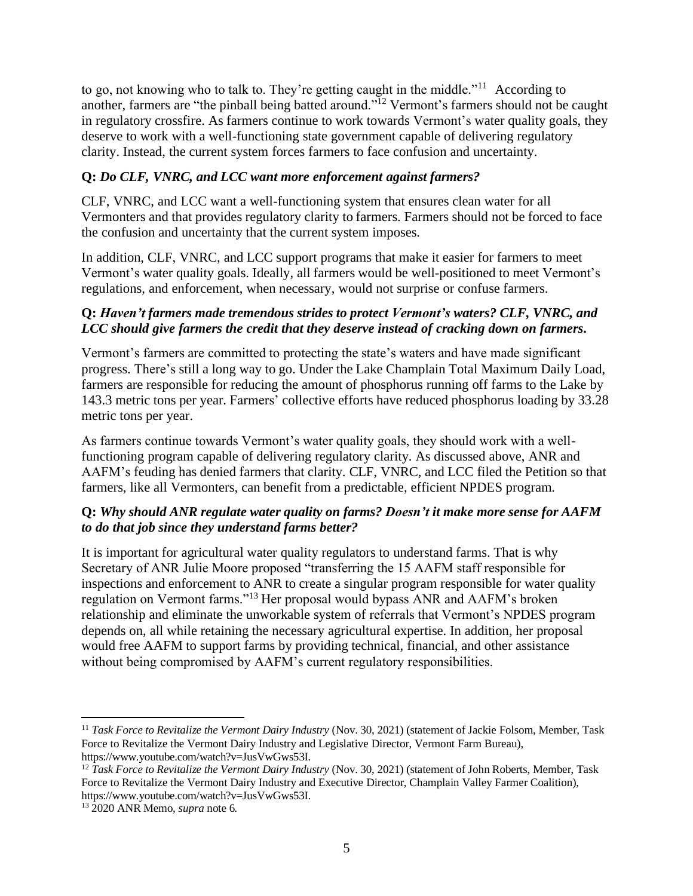to go, not knowing who to talk to. They're getting caught in the middle."[11] According to another, farmers are "the pinball being batted around."[12] Vermont's farmers should not be caught in regulatory crossfire. As farmers continue to work towards Vermont's water quality goals, they deserve to work with a well-functioning state government capable of delivering regulatory clarity. Instead, the current system forces farmers to face confusion and uncertainty.

**Q: *Do CLF, VNRC, and LCC want more enforcement against farmers?***

CLF, VNRC, and LCC want a well-functioning system that ensures clean water for all Vermonters and that provides regulatory clarity to farmers. Farmers should not be forced to face the confusion and uncertainty that the current system imposes.

In addition, CLF, VNRC, and LCC support programs that make it easier for farmers to meet Vermont's water quality goals. Ideally, all farmers would be well-positioned to meet Vermont's regulations, and enforcement, when necessary, would not surprise or confuse farmers.

**Q: *Haven't farmers made tremendous strides to protect Vermont's waters? CLF, VNRC, and LCC should give farmers the credit that they deserve instead of cracking down on farmers.***

Vermont's farmers are committed to protecting the state's waters and have made significant progress. There's still a long way to go. Under the Lake Champlain Total Maximum Daily Load, farmers are responsible for reducing the amount of phosphorus running off farms to the Lake by 143.3 metric tons per year. Farmers' collective efforts have reduced phosphorus loading by 33.28 metric tons per year.

As farmers continue towards Vermont's water quality goals, they should work with a well-functioning program capable of delivering regulatory clarity. As discussed above, ANR and AAFM's feuding has denied farmers that clarity. CLF, VNRC, and LCC filed the Petition so that farmers, like all Vermonters, can benefit from a predictable, efficient NPDES program.

**Q: *Why should ANR regulate water quality on farms? Doesn't it make more sense for AAFM to do that job since they understand farms better?***

It is important for agricultural water quality regulators to understand farms. That is why Secretary of ANR Julie Moore proposed "transferring the 15 AAFM staff responsible for inspections and enforcement to ANR to create a singular program responsible for water quality regulation on Vermont farms."[13] Her proposal would bypass ANR and AAFM's broken relationship and eliminate the unworkable system of referrals that Vermont's NPDES program depends on, all while retaining the necessary agricultural expertise. In addition, her proposal would free AAFM to support farms by providing technical, financial, and other assistance without being compromised by AAFM's current regulatory responsibilities.

---

[11] *Task Force to Revitalize the Vermont Dairy Industry* (Nov. 30, 2021) (statement of Jackie Folsom, Member, Task Force to Revitalize the Vermont Dairy Industry and Legislative Director, Vermont Farm Bureau), https://www.youtube.com/watch?v=JusVwGws53I.

[12] *Task Force to Revitalize the Vermont Dairy Industry* (Nov. 30, 2021) (statement of John Roberts, Member, Task Force to Revitalize the Vermont Dairy Industry and Executive Director, Champlain Valley Farmer Coalition), https://www.youtube.com/watch?v=JusVwGws53I.

[13] 2020 ANR Memo, *supra* note 6.